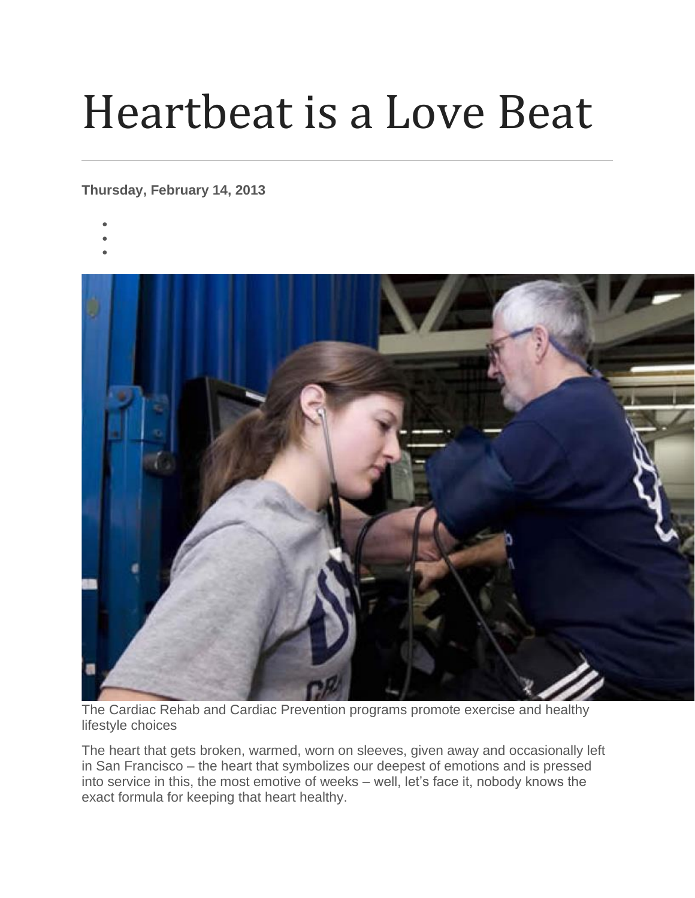# Heartbeat is a Love Beat

**Thursday, February 14, 2013**

The Cardiac Rehab and Cardiac Prevention programs promote exercise and healthy lifestyle choices

The heart that gets broken, warmed, worn on sleeves, given away and occasionally left in San Francisco – the heart that symbolizes our deepest of emotions and is pressed into service in this, the most emotive of weeks – well, let's face it, nobody knows the exact formula for keeping that heart healthy.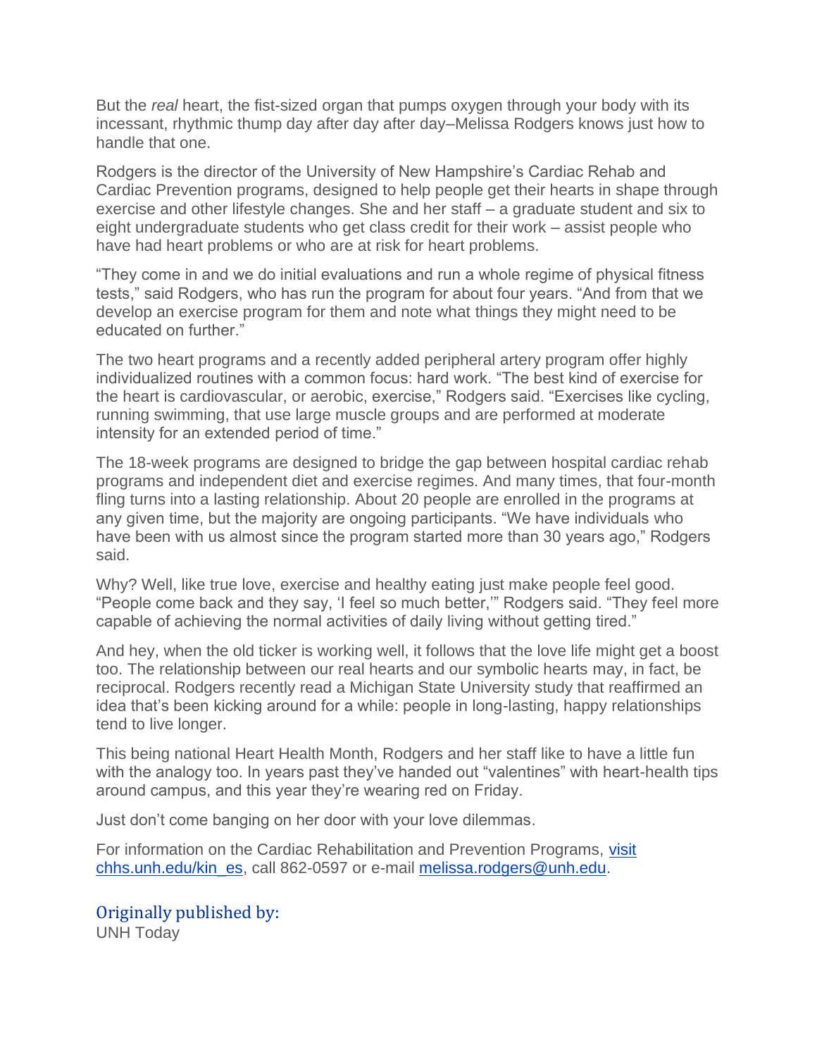But the *real* heart, the fist-sized organ that pumps oxygen through your body with its incessant, rhythmic thump day after day after day–Melissa Rodgers knows just how to handle that one.

Rodgers is the director of the University of New Hampshire's Cardiac Rehab and Cardiac Prevention programs, designed to help people get their hearts in shape through exercise and other lifestyle changes. She and her staff – a graduate student and six to eight undergraduate students who get class credit for their work – assist people who have had heart problems or who are at risk for heart problems.

"They come in and we do initial evaluations and run a whole regime of physical fitness tests," said Rodgers, who has run the program for about four years. "And from that we develop an exercise program for them and note what things they might need to be educated on further."

The two heart programs and a recently added peripheral artery program offer highly individualized routines with a common focus: hard work. "The best kind of exercise for the heart is cardiovascular, or aerobic, exercise," Rodgers said. "Exercises like cycling, running swimming, that use large muscle groups and are performed at moderate intensity for an extended period of time."

The 18-week programs are designed to bridge the gap between hospital cardiac rehab programs and independent diet and exercise regimes. And many times, that four-month fling turns into a lasting relationship. About 20 people are enrolled in the programs at any given time, but the majority are ongoing participants. "We have individuals who have been with us almost since the program started more than 30 years ago," Rodgers said.

Why? Well, like true love, exercise and healthy eating just make people feel good. "People come back and they say, 'I feel so much better,'" Rodgers said. "They feel more capable of achieving the normal activities of daily living without getting tired."

And hey, when the old ticker is working well, it follows that the love life might get a boost too. The relationship between our real hearts and our symbolic hearts may, in fact, be reciprocal. Rodgers recently read a Michigan State University study that reaffirmed an idea that's been kicking around for a while: people in long-lasting, happy relationships tend to live longer.

This being national Heart Health Month, Rodgers and her staff like to have a little fun with the analogy too. In years past they've handed out "valentines" with heart-health tips around campus, and this year they're wearing red on Friday.

Just don't come banging on her door with your love dilemmas.

For information on the Cardiac Rehabilitation and Prevention Programs, visit chhs.unh.edu/kin_es, call 862-0597 or e-mail melissa.rodgers@unh.edu.

## Originally published by:

UNH Today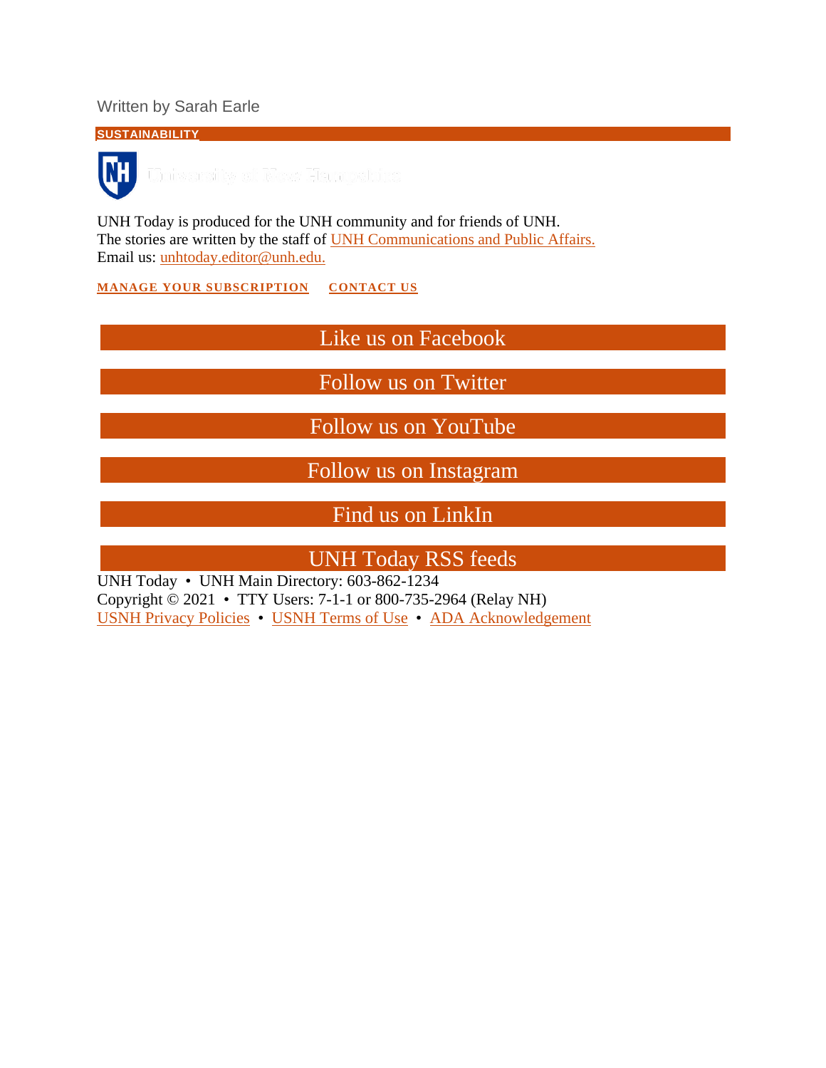Written by Sarah Earle

**SUSTAINABILITY**

UNH Today is produced for the UNH community and for friends of UNH.
The stories are written by the staff of UNH Communications and Public Affairs.
Email us: unhtoday.editor@unh.edu.

**MANAGE YOUR SUBSCRIPTION** **CONTACT US**

Like us on Facebook

Follow us on Twitter

Follow us on YouTube

Follow us on Instagram

Find us on LinkIn

UNH Today RSS feeds

UNH Today • UNH Main Directory: 603-862-1234
Copyright © 2021 • TTY Users: 7-1-1 or 800-735-2964 (Relay NH)
USNH Privacy Policies • USNH Terms of Use • ADA Acknowledgement